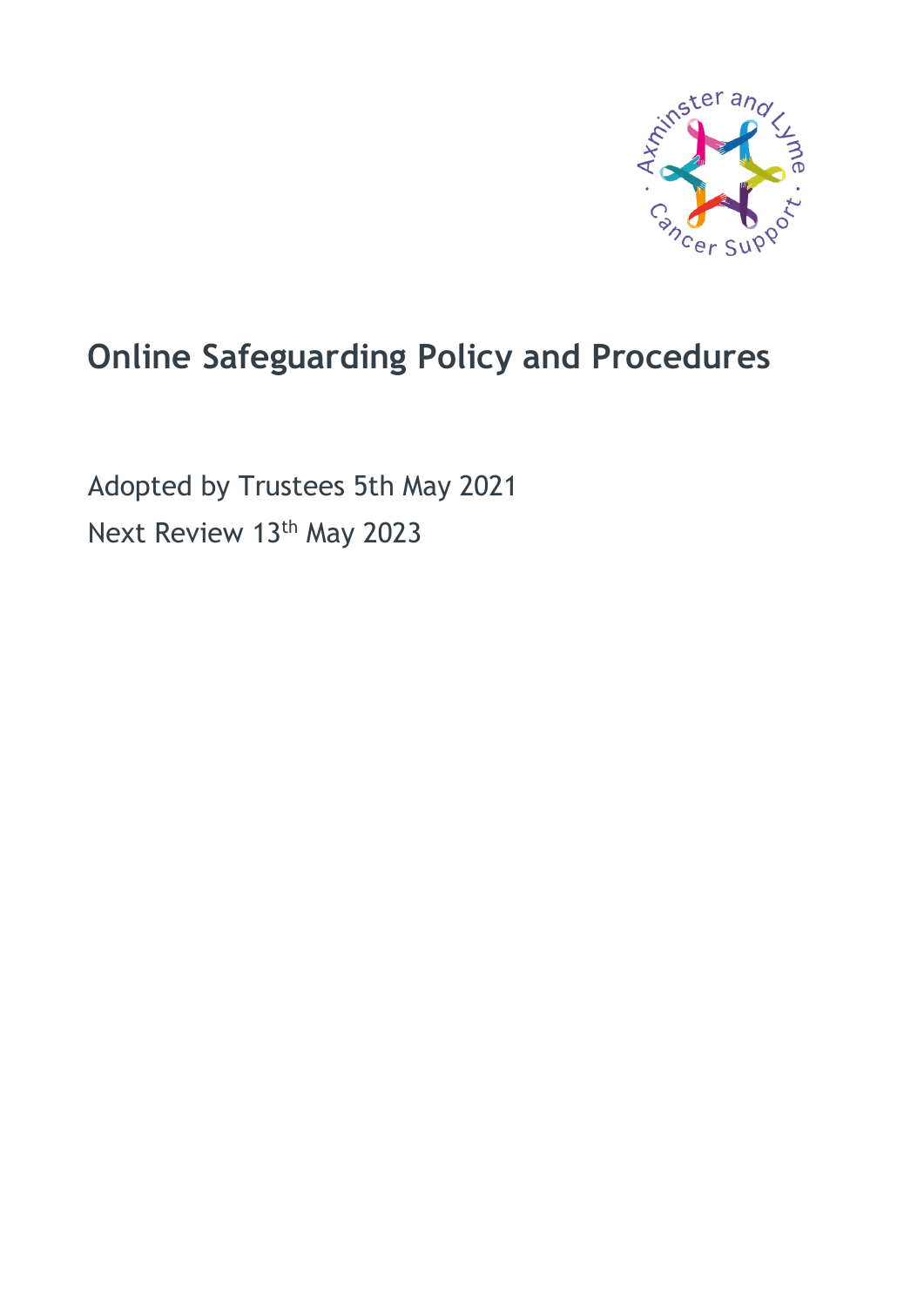# Online Safeguarding Policy and Procedures

Adopted by Trustees 5th May 2021

Next Review 13th May 2023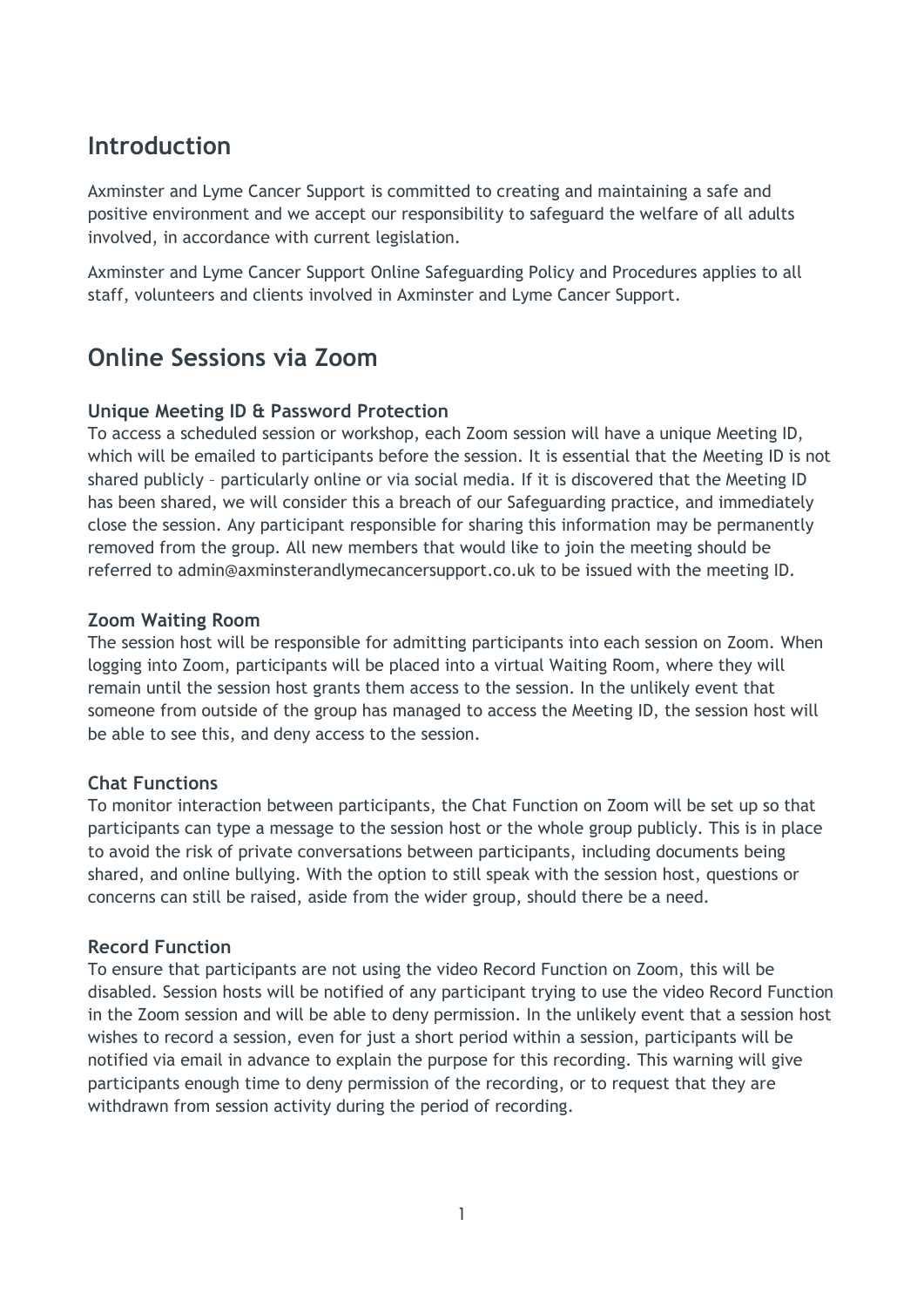## Introduction

Axminster and Lyme Cancer Support is committed to creating and maintaining a safe and positive environment and we accept our responsibility to safeguard the welfare of all adults involved, in accordance with current legislation.

Axminster and Lyme Cancer Support Online Safeguarding Policy and Procedures applies to all staff, volunteers and clients involved in Axminster and Lyme Cancer Support.

## Online Sessions via Zoom

### Unique Meeting ID & Password Protection

To access a scheduled session or workshop, each Zoom session will have a unique Meeting ID, which will be emailed to participants before the session. It is essential that the Meeting ID is not shared publicly – particularly online or via social media. If it is discovered that the Meeting ID has been shared, we will consider this a breach of our Safeguarding practice, and immediately close the session. Any participant responsible for sharing this information may be permanently removed from the group. All new members that would like to join the meeting should be referred to admin@axminsterandlymecancersupport.co.uk to be issued with the meeting ID.

### Zoom Waiting Room

The session host will be responsible for admitting participants into each session on Zoom. When logging into Zoom, participants will be placed into a virtual Waiting Room, where they will remain until the session host grants them access to the session. In the unlikely event that someone from outside of the group has managed to access the Meeting ID, the session host will be able to see this, and deny access to the session.

### Chat Functions

To monitor interaction between participants, the Chat Function on Zoom will be set up so that participants can type a message to the session host or the whole group publicly. This is in place to avoid the risk of private conversations between participants, including documents being shared, and online bullying. With the option to still speak with the session host, questions or concerns can still be raised, aside from the wider group, should there be a need.

### Record Function

To ensure that participants are not using the video Record Function on Zoom, this will be disabled. Session hosts will be notified of any participant trying to use the video Record Function in the Zoom session and will be able to deny permission. In the unlikely event that a session host wishes to record a session, even for just a short period within a session, participants will be notified via email in advance to explain the purpose for this recording. This warning will give participants enough time to deny permission of the recording, or to request that they are withdrawn from session activity during the period of recording.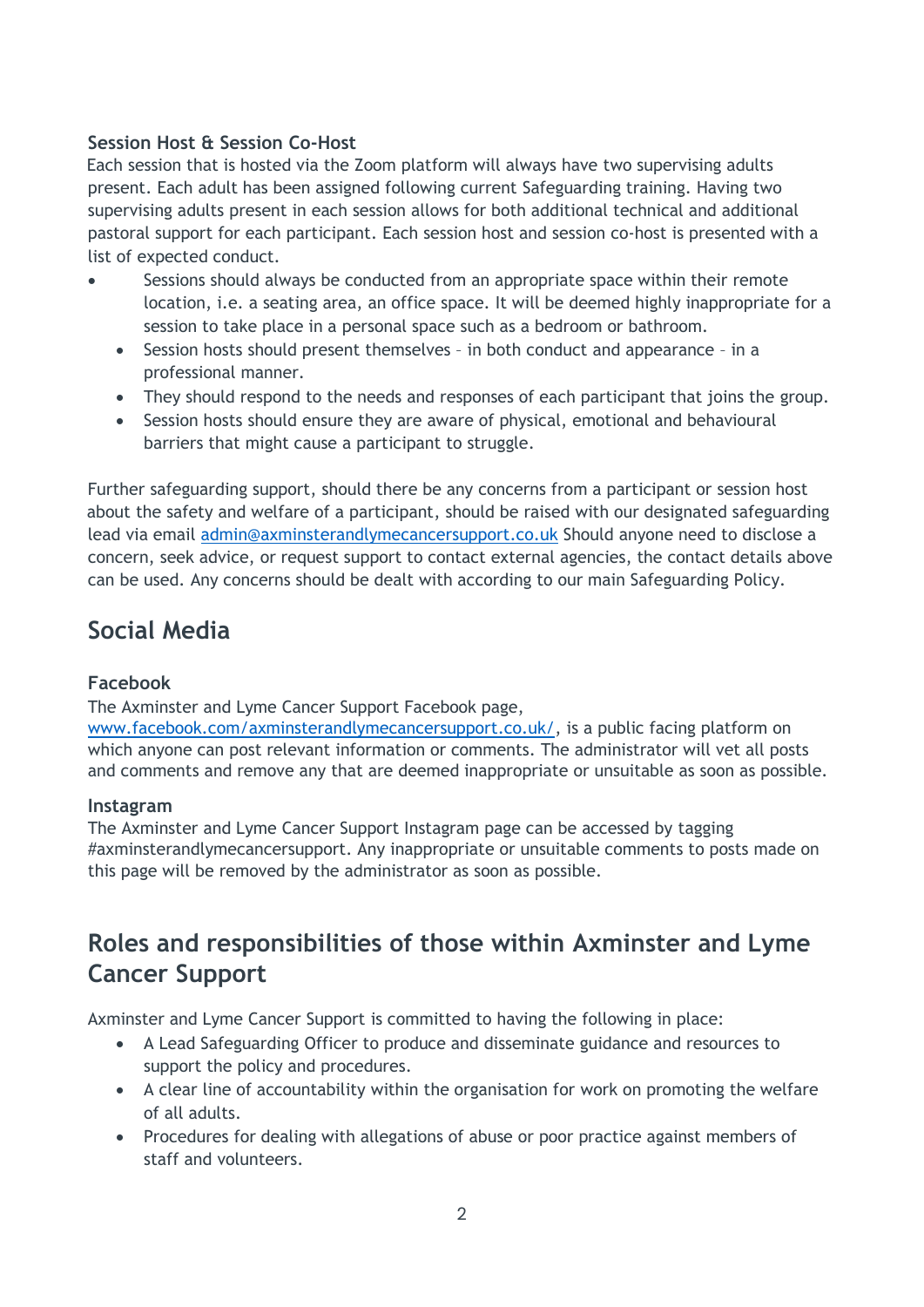### Session Host & Session Co-Host

Each session that is hosted via the Zoom platform will always have two supervising adults present. Each adult has been assigned following current Safeguarding training. Having two supervising adults present in each session allows for both additional technical and additional pastoral support for each participant. Each session host and session co-host is presented with a list of expected conduct.

- Sessions should always be conducted from an appropriate space within their remote location, i.e. a seating area, an office space. It will be deemed highly inappropriate for a session to take place in a personal space such as a bedroom or bathroom.
- Session hosts should present themselves – in both conduct and appearance – in a professional manner.
- They should respond to the needs and responses of each participant that joins the group.
- Session hosts should ensure they are aware of physical, emotional and behavioural barriers that might cause a participant to struggle.

Further safeguarding support, should there be any concerns from a participant or session host about the safety and welfare of a participant, should be raised with our designated safeguarding lead via email admin@axminsterandlymecancersupport.co.uk Should anyone need to disclose a concern, seek advice, or request support to contact external agencies, the contact details above can be used. Any concerns should be dealt with according to our main Safeguarding Policy.

## Social Media

### Facebook

The Axminster and Lyme Cancer Support Facebook page, www.facebook.com/axminsterandlymecancersupport.co.uk/, is a public facing platform on which anyone can post relevant information or comments. The administrator will vet all posts and comments and remove any that are deemed inappropriate or unsuitable as soon as possible.

### Instagram

The Axminster and Lyme Cancer Support Instagram page can be accessed by tagging #axminsterandlymecancersupport. Any inappropriate or unsuitable comments to posts made on this page will be removed by the administrator as soon as possible.

## Roles and responsibilities of those within Axminster and Lyme Cancer Support

Axminster and Lyme Cancer Support is committed to having the following in place:

- A Lead Safeguarding Officer to produce and disseminate guidance and resources to support the policy and procedures.
- A clear line of accountability within the organisation for work on promoting the welfare of all adults.
- Procedures for dealing with allegations of abuse or poor practice against members of staff and volunteers.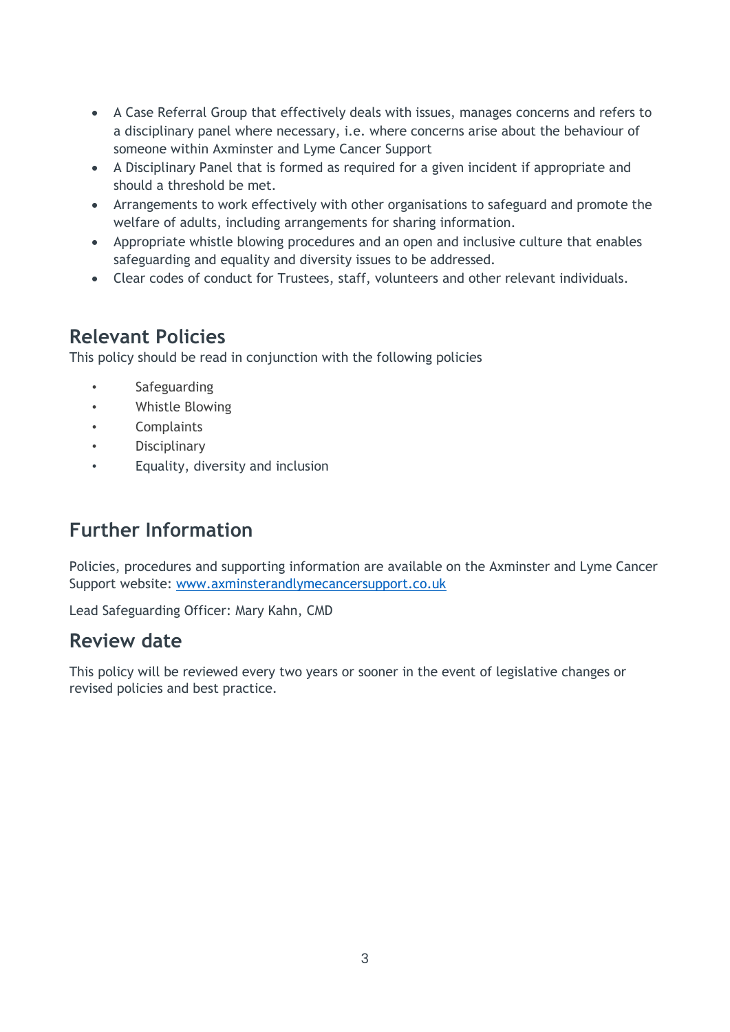- A Case Referral Group that effectively deals with issues, manages concerns and refers to a disciplinary panel where necessary, i.e. where concerns arise about the behaviour of someone within Axminster and Lyme Cancer Support
- A Disciplinary Panel that is formed as required for a given incident if appropriate and should a threshold be met.
- Arrangements to work effectively with other organisations to safeguard and promote the welfare of adults, including arrangements for sharing information.
- Appropriate whistle blowing procedures and an open and inclusive culture that enables safeguarding and equality and diversity issues to be addressed.
- Clear codes of conduct for Trustees, staff, volunteers and other relevant individuals.

## Relevant Policies

This policy should be read in conjunction with the following policies

- Safeguarding
- Whistle Blowing
- Complaints
- Disciplinary
- Equality, diversity and inclusion

## Further Information

Policies, procedures and supporting information are available on the Axminster and Lyme Cancer Support website: [www.axminsterandlymecancersupport.co.uk](http://www.axminsterandlymecancersupport.co.uk)

Lead Safeguarding Officer: Mary Kahn, CMD

## Review date

This policy will be reviewed every two years or sooner in the event of legislative changes or revised policies and best practice.